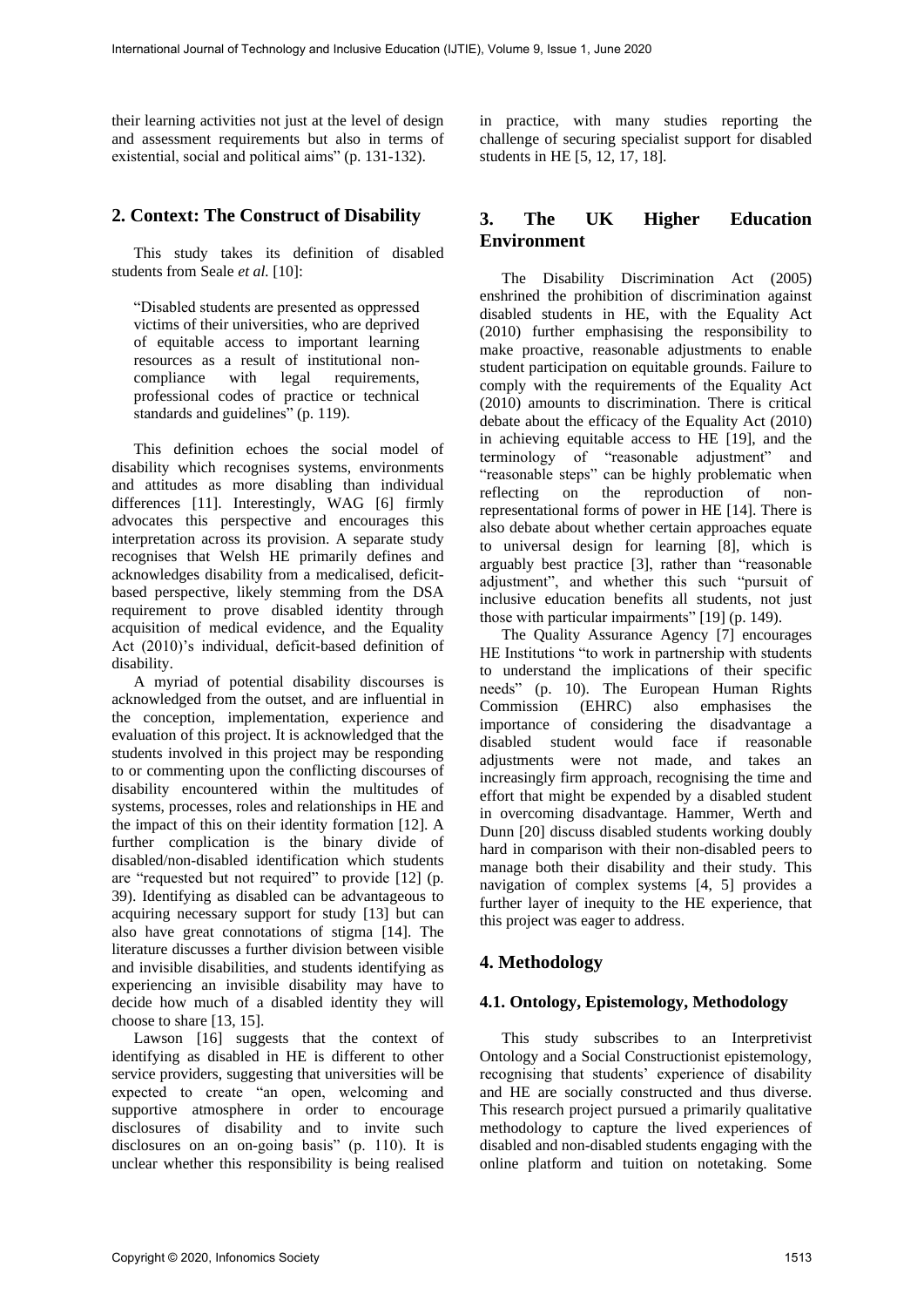their learning activities not just at the level of design and assessment requirements but also in terms of existential, social and political aims" (p. 131-132).

## 2. Context: The Construct of Disability

This study takes its definition of disabled students from Seale *et al.* [10]:

> "Disabled students are presented as oppressed victims of their universities, who are deprived of equitable access to important learning resources as a result of institutional non-compliance with legal requirements, professional codes of practice or technical standards and guidelines" (p. 119).

This definition echoes the social model of disability which recognises systems, environments and attitudes as more disabling than individual differences [11]. Interestingly, WAG [6] firmly advocates this perspective and encourages this interpretation across its provision. A separate study recognises that Welsh HE primarily defines and acknowledges disability from a medicalised, deficit-based perspective, likely stemming from the DSA requirement to prove disabled identity through acquisition of medical evidence, and the Equality Act (2010)'s individual, deficit-based definition of disability.

A myriad of potential disability discourses is acknowledged from the outset, and are influential in the conception, implementation, experience and evaluation of this project. It is acknowledged that the students involved in this project may be responding to or commenting upon the conflicting discourses of disability encountered within the multitudes of systems, processes, roles and relationships in HE and the impact of this on their identity formation [12]. A further complication is the binary divide of disabled/non-disabled identification which students are "requested but not required" to provide [12] (p. 39). Identifying as disabled can be advantageous to acquiring necessary support for study [13] but can also have great connotations of stigma [14]. The literature discusses a further division between visible and invisible disabilities, and students identifying as experiencing an invisible disability may have to decide how much of a disabled identity they will choose to share [13, 15].

Lawson [16] suggests that the context of identifying as disabled in HE is different to other service providers, suggesting that universities will be expected to create "an open, welcoming and supportive atmosphere in order to encourage disclosures of disability and to invite such disclosures on an on-going basis" (p. 110). It is unclear whether this responsibility is being realised in practice, with many studies reporting the challenge of securing specialist support for disabled students in HE [5, 12, 17, 18].

## 3. The UK Higher Education Environment

The Disability Discrimination Act (2005) enshrined the prohibition of discrimination against disabled students in HE, with the Equality Act (2010) further emphasising the responsibility to make proactive, reasonable adjustments to enable student participation on equitable grounds. Failure to comply with the requirements of the Equality Act (2010) amounts to discrimination. There is critical debate about the efficacy of the Equality Act (2010) in achieving equitable access to HE [19], and the terminology of "reasonable adjustment" and "reasonable steps" can be highly problematic when reflecting on the reproduction of non-representational forms of power in HE [14]. There is also debate about whether certain approaches equate to universal design for learning [8], which is arguably best practice [3], rather than "reasonable adjustment", and whether this such "pursuit of inclusive education benefits all students, not just those with particular impairments" [19] (p. 149).

The Quality Assurance Agency [7] encourages HE Institutions "to work in partnership with students to understand the implications of their specific needs" (p. 10). The European Human Rights Commission (EHRC) also emphasises the importance of considering the disadvantage a disabled student would face if reasonable adjustments were not made, and takes an increasingly firm approach, recognising the time and effort that might be expended by a disabled student in overcoming disadvantage. Hammer, Werth and Dunn [20] discuss disabled students working doubly hard in comparison with their non-disabled peers to manage both their disability and their study. This navigation of complex systems [4, 5] provides a further layer of inequity to the HE experience, that this project was eager to address.

## 4. Methodology

### 4.1. Ontology, Epistemology, Methodology

This study subscribes to an Interpretivist Ontology and a Social Constructionist epistemology, recognising that students' experience of disability and HE are socially constructed and thus diverse. This research project pursued a primarily qualitative methodology to capture the lived experiences of disabled and non-disabled students engaging with the online platform and tuition on notetaking. Some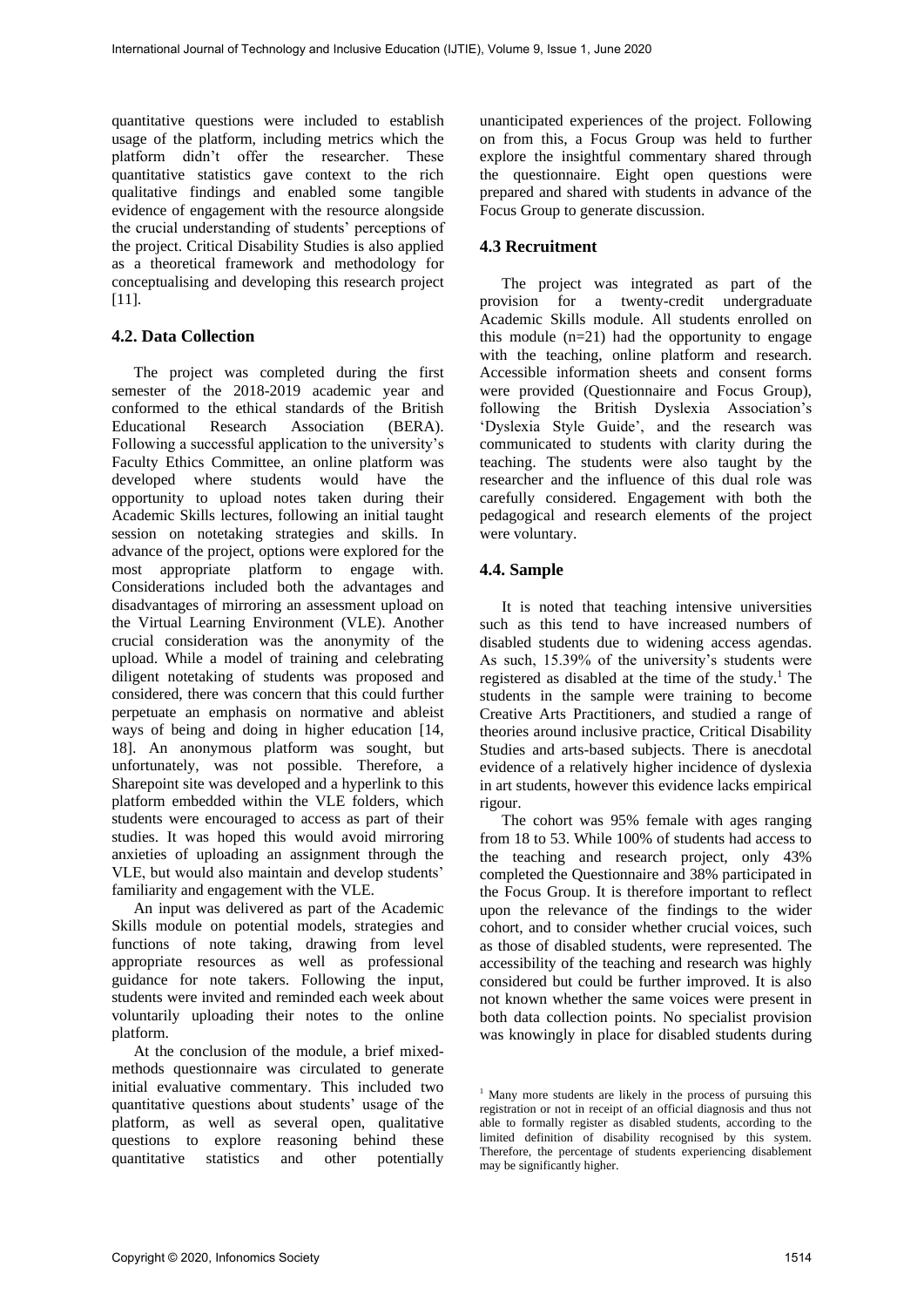quantitative questions were included to establish usage of the platform, including metrics which the platform didn't offer the researcher. These quantitative statistics gave context to the rich qualitative findings and enabled some tangible evidence of engagement with the resource alongside the crucial understanding of students' perceptions of the project. Critical Disability Studies is also applied as a theoretical framework and methodology for conceptualising and developing this research project [11].

## 4.2. Data Collection

The project was completed during the first semester of the 2018-2019 academic year and conformed to the ethical standards of the British Educational Research Association (BERA). Following a successful application to the university's Faculty Ethics Committee, an online platform was developed where students would have the opportunity to upload notes taken during their Academic Skills lectures, following an initial taught session on notetaking strategies and skills. In advance of the project, options were explored for the most appropriate platform to engage with. Considerations included both the advantages and disadvantages of mirroring an assessment upload on the Virtual Learning Environment (VLE). Another crucial consideration was the anonymity of the upload. While a model of training and celebrating diligent notetaking of students was proposed and considered, there was concern that this could further perpetuate an emphasis on normative and ableist ways of being and doing in higher education [14, 18]. An anonymous platform was sought, but unfortunately, was not possible. Therefore, a Sharepoint site was developed and a hyperlink to this platform embedded within the VLE folders, which students were encouraged to access as part of their studies. It was hoped this would avoid mirroring anxieties of uploading an assignment through the VLE, but would also maintain and develop students' familiarity and engagement with the VLE.

An input was delivered as part of the Academic Skills module on potential models, strategies and functions of note taking, drawing from level appropriate resources as well as professional guidance for note takers. Following the input, students were invited and reminded each week about voluntarily uploading their notes to the online platform.

At the conclusion of the module, a brief mixed-methods questionnaire was circulated to generate initial evaluative commentary. This included two quantitative questions about students' usage of the platform, as well as several open, qualitative questions to explore reasoning behind these quantitative statistics and other potentially unanticipated experiences of the project. Following on from this, a Focus Group was held to further explore the insightful commentary shared through the questionnaire. Eight open questions were prepared and shared with students in advance of the Focus Group to generate discussion.

## 4.3 Recruitment

The project was integrated as part of the provision for a twenty-credit undergraduate Academic Skills module. All students enrolled on this module (n=21) had the opportunity to engage with the teaching, online platform and research. Accessible information sheets and consent forms were provided (Questionnaire and Focus Group), following the British Dyslexia Association's 'Dyslexia Style Guide', and the research was communicated to students with clarity during the teaching. The students were also taught by the researcher and the influence of this dual role was carefully considered. Engagement with both the pedagogical and research elements of the project were voluntary.

## 4.4. Sample

It is noted that teaching intensive universities such as this tend to have increased numbers of disabled students due to widening access agendas. As such, 15.39% of the university's students were registered as disabled at the time of the study.[1] The students in the sample were training to become Creative Arts Practitioners, and studied a range of theories around inclusive practice, Critical Disability Studies and arts-based subjects. There is anecdotal evidence of a relatively higher incidence of dyslexia in art students, however this evidence lacks empirical rigour.

The cohort was 95% female with ages ranging from 18 to 53. While 100% of students had access to the teaching and research project, only 43% completed the Questionnaire and 38% participated in the Focus Group. It is therefore important to reflect upon the relevance of the findings to the wider cohort, and to consider whether crucial voices, such as those of disabled students, were represented. The accessibility of the teaching and research was highly considered but could be further improved. It is also not known whether the same voices were present in both data collection points. No specialist provision was knowingly in place for disabled students during

[1] Many more students are likely in the process of pursuing this registration or not in receipt of an official diagnosis and thus not able to formally register as disabled students, according to the limited definition of disability recognised by this system. Therefore, the percentage of students experiencing disablement may be significantly higher.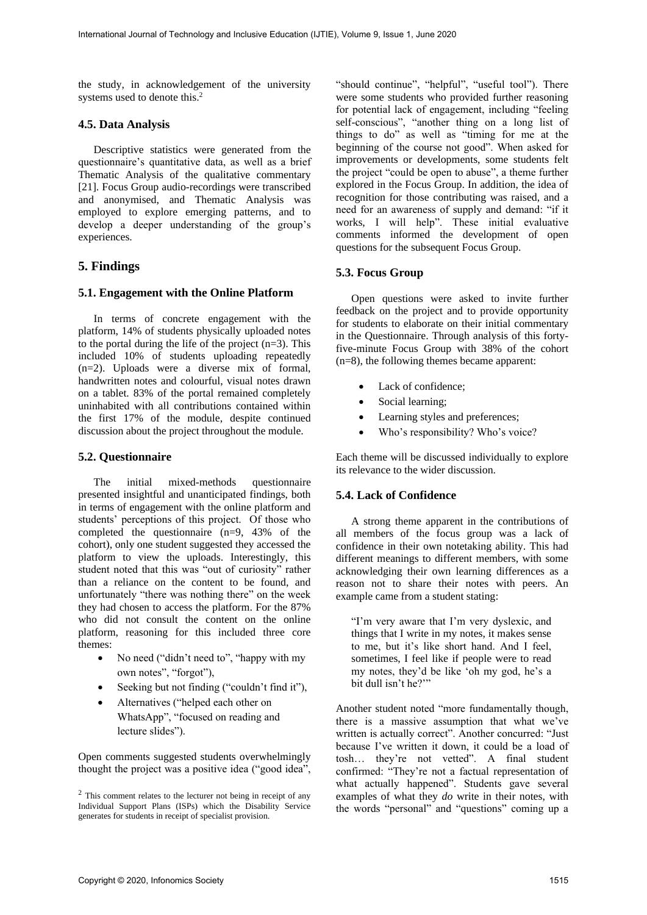the study, in acknowledgement of the university systems used to denote this.[2]

### 4.5. Data Analysis

Descriptive statistics were generated from the questionnaire's quantitative data, as well as a brief Thematic Analysis of the qualitative commentary [21]. Focus Group audio-recordings were transcribed and anonymised, and Thematic Analysis was employed to explore emerging patterns, and to develop a deeper understanding of the group's experiences.

## 5. Findings

### 5.1. Engagement with the Online Platform

In terms of concrete engagement with the platform, 14% of students physically uploaded notes to the portal during the life of the project (n=3). This included 10% of students uploading repeatedly (n=2). Uploads were a diverse mix of formal, handwritten notes and colourful, visual notes drawn on a tablet. 83% of the portal remained completely uninhabited with all contributions contained within the first 17% of the module, despite continued discussion about the project throughout the module.

### 5.2. Questionnaire

The initial mixed-methods questionnaire presented insightful and unanticipated findings, both in terms of engagement with the online platform and students' perceptions of this project. Of those who completed the questionnaire (n=9, 43% of the cohort), only one student suggested they accessed the platform to view the uploads. Interestingly, this student noted that this was "out of curiosity" rather than a reliance on the content to be found, and unfortunately "there was nothing there" on the week they had chosen to access the platform. For the 87% who did not consult the content on the online platform, reasoning for this included three core themes:

- No need ("didn't need to", "happy with my own notes", "forgot"),
- Seeking but not finding ("couldn't find it"),
- Alternatives ("helped each other on WhatsApp", "focused on reading and lecture slides").

Open comments suggested students overwhelmingly thought the project was a positive idea ("good idea", "should continue", "helpful", "useful tool"). There were some students who provided further reasoning for potential lack of engagement, including "feeling self-conscious", "another thing on a long list of things to do" as well as "timing for me at the beginning of the course not good". When asked for improvements or developments, some students felt the project "could be open to abuse", a theme further explored in the Focus Group. In addition, the idea of recognition for those contributing was raised, and a need for an awareness of supply and demand: "if it works, I will help". These initial evaluative comments informed the development of open questions for the subsequent Focus Group.

### 5.3. Focus Group

Open questions were asked to invite further feedback on the project and to provide opportunity for students to elaborate on their initial commentary in the Questionnaire. Through analysis of this forty-five-minute Focus Group with 38% of the cohort (n=8), the following themes became apparent:

- Lack of confidence;
- Social learning;
- Learning styles and preferences;
- Who's responsibility? Who's voice?

Each theme will be discussed individually to explore its relevance to the wider discussion.

### 5.4. Lack of Confidence

A strong theme apparent in the contributions of all members of the focus group was a lack of confidence in their own notetaking ability. This had different meanings to different members, with some acknowledging their own learning differences as a reason not to share their notes with peers. An example came from a student stating:

> "I'm very aware that I'm very dyslexic, and things that I write in my notes, it makes sense to me, but it's like short hand. And I feel, sometimes, I feel like if people were to read my notes, they'd be like 'oh my god, he's a bit dull isn't he?'"

Another student noted "more fundamentally though, there is a massive assumption that what we've written is actually correct". Another concurred: "Just because I've written it down, it could be a load of tosh… they're not vetted". A final student confirmed: "They're not a factual representation of what actually happened". Students gave several examples of what they *do* write in their notes, with the words "personal" and "questions" coming up a

[2] This comment relates to the lecturer not being in receipt of any Individual Support Plans (ISPs) which the Disability Service generates for students in receipt of specialist provision.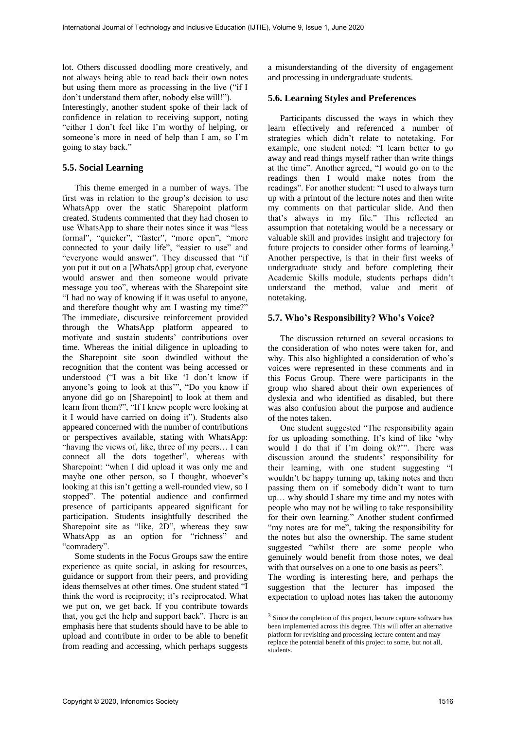lot. Others discussed doodling more creatively, and not always being able to read back their own notes but using them more as processing in the live ("if I don't understand them after, nobody else will!").

Interestingly, another student spoke of their lack of confidence in relation to receiving support, noting "either I don't feel like I'm worthy of helping, or someone's more in need of help than I am, so I'm going to stay back."

### 5.5. Social Learning

This theme emerged in a number of ways. The first was in relation to the group's decision to use WhatsApp over the static Sharepoint platform created. Students commented that they had chosen to use WhatsApp to share their notes since it was "less formal", "quicker", "faster", "more open", "more connected to your daily life", "easier to use" and "everyone would answer". They discussed that "if you put it out on a [WhatsApp] group chat, everyone would answer and then someone would private message you too", whereas with the Sharepoint site "I had no way of knowing if it was useful to anyone, and therefore thought why am I wasting my time?" The immediate, discursive reinforcement provided through the WhatsApp platform appeared to motivate and sustain students' contributions over time. Whereas the initial diligence in uploading to the Sharepoint site soon dwindled without the recognition that the content was being accessed or understood ("I was a bit like 'I don't know if anyone's going to look at this'", "Do you know if anyone did go on [Sharepoint] to look at them and learn from them?", "If I knew people were looking at it I would have carried on doing it"). Students also appeared concerned with the number of contributions or perspectives available, stating with WhatsApp: "having the views of, like, three of my peers… I can connect all the dots together", whereas with Sharepoint: "when I did upload it was only me and maybe one other person, so I thought, whoever's looking at this isn't getting a well-rounded view, so I stopped". The potential audience and confirmed presence of participants appeared significant for participation. Students insightfully described the Sharepoint site as "like, 2D", whereas they saw WhatsApp as an option for "richness" and "comradery".

Some students in the Focus Groups saw the entire experience as quite social, in asking for resources, guidance or support from their peers, and providing ideas themselves at other times. One student stated "I think the word is reciprocity; it's reciprocated. What we put on, we get back. If you contribute towards that, you get the help and support back". There is an emphasis here that students should have to be able to upload and contribute in order to be able to benefit from reading and accessing, which perhaps suggests a misunderstanding of the diversity of engagement and processing in undergraduate students.

### 5.6. Learning Styles and Preferences

Participants discussed the ways in which they learn effectively and referenced a number of strategies which didn't relate to notetaking. For example, one student noted: "I learn better to go away and read things myself rather than write things at the time". Another agreed, "I would go on to the readings then I would make notes from the readings". For another student: "I used to always turn up with a printout of the lecture notes and then write my comments on that particular slide. And then that's always in my file." This reflected an assumption that notetaking would be a necessary or valuable skill and provides insight and trajectory for future projects to consider other forms of learning.[3] Another perspective, is that in their first weeks of undergraduate study and before completing their Academic Skills module, students perhaps didn't understand the method, value and merit of notetaking.

### 5.7. Who's Responsibility? Who's Voice?

The discussion returned on several occasions to the consideration of who notes were taken for, and why. This also highlighted a consideration of who's voices were represented in these comments and in this Focus Group. There were participants in the group who shared about their own experiences of dyslexia and who identified as disabled, but there was also confusion about the purpose and audience of the notes taken.

One student suggested "The responsibility again for us uploading something. It's kind of like 'why would I do that if I'm doing ok?'". There was discussion around the students' responsibility for their learning, with one student suggesting "I wouldn't be happy turning up, taking notes and then passing them on if somebody didn't want to turn up… why should I share my time and my notes with people who may not be willing to take responsibility for their own learning." Another student confirmed "my notes are for me", taking the responsibility for the notes but also the ownership. The same student suggested "whilst there are some people who genuinely would benefit from those notes, we deal with that ourselves on a one to one basis as peers".

The wording is interesting here, and perhaps the suggestion that the lecturer has imposed the expectation to upload notes has taken the autonomy

[3] Since the completion of this project, lecture capture software has been implemented across this degree. This will offer an alternative platform for revisiting and processing lecture content and may replace the potential benefit of this project to some, but not all, students.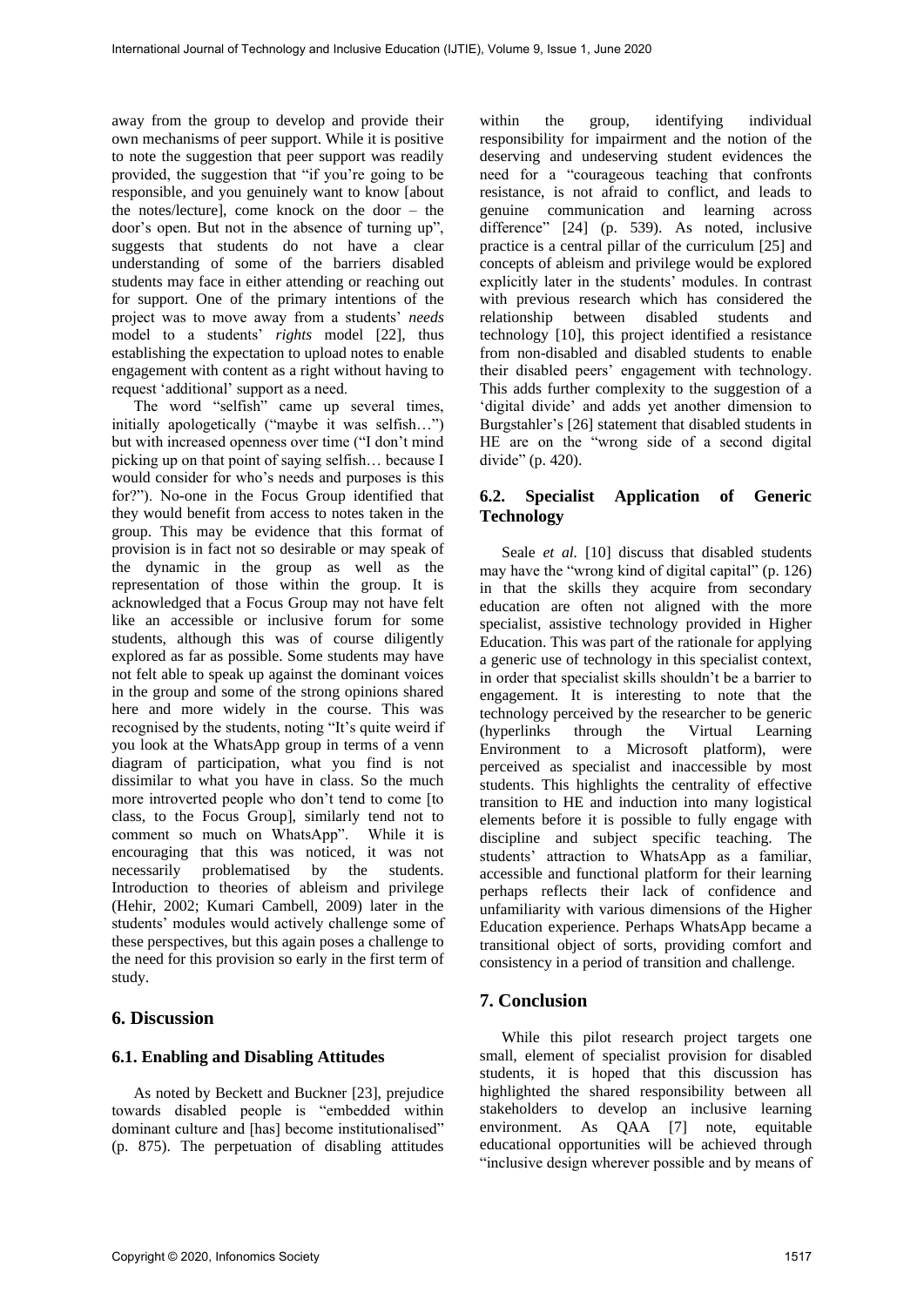away from the group to develop and provide their own mechanisms of peer support. While it is positive to note the suggestion that peer support was readily provided, the suggestion that "if you're going to be responsible, and you genuinely want to know [about the notes/lecture], come knock on the door – the door's open. But not in the absence of turning up", suggests that students do not have a clear understanding of some of the barriers disabled students may face in either attending or reaching out for support. One of the primary intentions of the project was to move away from a students' *needs* model to a students' *rights* model [22], thus establishing the expectation to upload notes to enable engagement with content as a right without having to request 'additional' support as a need.

The word "selfish" came up several times, initially apologetically ("maybe it was selfish…") but with increased openness over time ("I don't mind picking up on that point of saying selfish… because I would consider for who's needs and purposes is this for?"). No-one in the Focus Group identified that they would benefit from access to notes taken in the group. This may be evidence that this format of provision is in fact not so desirable or may speak of the dynamic in the group as well as the representation of those within the group. It is acknowledged that a Focus Group may not have felt like an accessible or inclusive forum for some students, although this was of course diligently explored as far as possible. Some students may have not felt able to speak up against the dominant voices in the group and some of the strong opinions shared here and more widely in the course. This was recognised by the students, noting "It's quite weird if you look at the WhatsApp group in terms of a venn diagram of participation, what you find is not dissimilar to what you have in class. So the much more introverted people who don't tend to come [to class, to the Focus Group], similarly tend not to comment so much on WhatsApp". While it is encouraging that this was noticed, it was not necessarily problematised by the students. Introduction to theories of ableism and privilege (Hehir, 2002; Kumari Cambell, 2009) later in the students' modules would actively challenge some of these perspectives, but this again poses a challenge to the need for this provision so early in the first term of study.

## 6. Discussion

### 6.1. Enabling and Disabling Attitudes

As noted by Beckett and Buckner [23], prejudice towards disabled people is "embedded within dominant culture and [has] become institutionalised" (p. 875). The perpetuation of disabling attitudes within the group, identifying individual responsibility for impairment and the notion of the deserving and undeserving student evidences the need for a "courageous teaching that confronts resistance, is not afraid to conflict, and leads to genuine communication and learning across difference" [24] (p. 539). As noted, inclusive practice is a central pillar of the curriculum [25] and concepts of ableism and privilege would be explored explicitly later in the students' modules. In contrast with previous research which has considered the relationship between disabled students and technology [10], this project identified a resistance from non-disabled and disabled students to enable their disabled peers' engagement with technology. This adds further complexity to the suggestion of a 'digital divide' and adds yet another dimension to Burgstahler's [26] statement that disabled students in HE are on the "wrong side of a second digital divide" (p. 420).

### 6.2. Specialist Application of Generic Technology

Seale *et al.* [10] discuss that disabled students may have the "wrong kind of digital capital" (p. 126) in that the skills they acquire from secondary education are often not aligned with the more specialist, assistive technology provided in Higher Education. This was part of the rationale for applying a generic use of technology in this specialist context, in order that specialist skills shouldn't be a barrier to engagement. It is interesting to note that the technology perceived by the researcher to be generic (hyperlinks through the Virtual Learning Environment to a Microsoft platform), were perceived as specialist and inaccessible by most students. This highlights the centrality of effective transition to HE and induction into many logistical elements before it is possible to fully engage with discipline and subject specific teaching. The students' attraction to WhatsApp as a familiar, accessible and functional platform for their learning perhaps reflects their lack of confidence and unfamiliarity with various dimensions of the Higher Education experience. Perhaps WhatsApp became a transitional object of sorts, providing comfort and consistency in a period of transition and challenge.

## 7. Conclusion

While this pilot research project targets one small, element of specialist provision for disabled students, it is hoped that this discussion has highlighted the shared responsibility between all stakeholders to develop an inclusive learning environment. As QAA [7] note, equitable educational opportunities will be achieved through "inclusive design wherever possible and by means of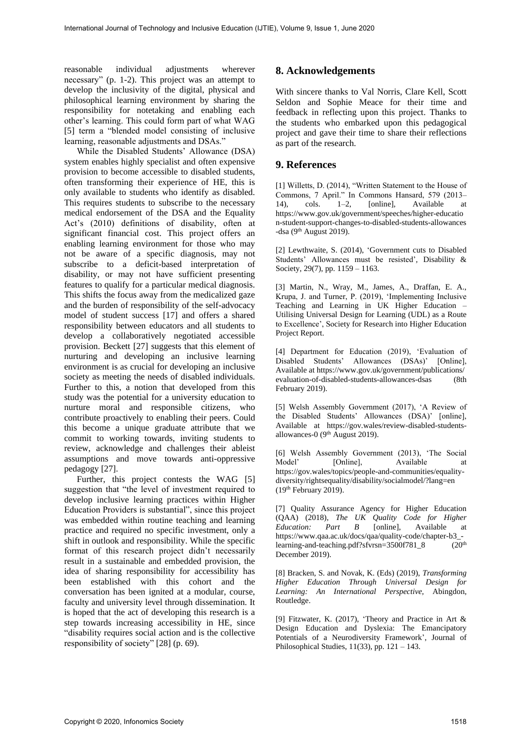reasonable individual adjustments wherever necessary" (p. 1-2). This project was an attempt to develop the inclusivity of the digital, physical and philosophical learning environment by sharing the responsibility for notetaking and enabling each other's learning. This could form part of what WAG [5] term a "blended model consisting of inclusive learning, reasonable adjustments and DSAs."

While the Disabled Students' Allowance (DSA) system enables highly specialist and often expensive provision to become accessible to disabled students, often transforming their experience of HE, this is only available to students who identify as disabled. This requires students to subscribe to the necessary medical endorsement of the DSA and the Equality Act's (2010) definitions of disability, often at significant financial cost. This project offers an enabling learning environment for those who may not be aware of a specific diagnosis, may not subscribe to a deficit-based interpretation of disability, or may not have sufficient presenting features to qualify for a particular medical diagnosis. This shifts the focus away from the medicalized gaze and the burden of responsibility of the self-advocacy model of student success [17] and offers a shared responsibility between educators and all students to develop a collaboratively negotiated accessible provision. Beckett [27] suggests that this element of nurturing and developing an inclusive learning environment is as crucial for developing an inclusive society as meeting the needs of disabled individuals. Further to this, a notion that developed from this study was the potential for a university education to nurture moral and responsible citizens, who contribute proactively to enabling their peers. Could this become a unique graduate attribute that we commit to working towards, inviting students to review, acknowledge and challenges their ableist assumptions and move towards anti-oppressive pedagogy [27].

Further, this project contests the WAG [5] suggestion that "the level of investment required to develop inclusive learning practices within Higher Education Providers is substantial", since this project was embedded within routine teaching and learning practice and required no specific investment, only a shift in outlook and responsibility. While the specific format of this research project didn't necessarily result in a sustainable and embedded provision, the idea of sharing responsibility for accessibility has been established with this cohort and the conversation has been ignited at a modular, course, faculty and university level through dissemination. It is hoped that the act of developing this research is a step towards increasing accessibility in HE, since "disability requires social action and is the collective responsibility of society" [28] (p. 69).

## 8. Acknowledgements

With sincere thanks to Val Norris, Clare Kell, Scott Seldon and Sophie Meace for their time and feedback in reflecting upon this project. Thanks to the students who embarked upon this pedagogical project and gave their time to share their reflections as part of the research.

## 9. References

[1] Willetts, D. (2014), "Written Statement to the House of Commons, 7 April." In Commons Hansard, 579 (2013–14), cols. 1–2, [online], Available at https://www.gov.uk/government/speeches/higher-education-student-support-changes-to-disabled-students-allowances-dsa (9th August 2019).

[2] Lewthwaite, S. (2014), 'Government cuts to Disabled Students' Allowances must be resisted', Disability & Society, 29(7), pp. 1159 – 1163.

[3] Martin, N., Wray, M., James, A., Draffan, E. A., Krupa, J. and Turner, P. (2019), 'Implementing Inclusive Teaching and Learning in UK Higher Education – Utilising Universal Design for Learning (UDL) as a Route to Excellence', Society for Research into Higher Education Project Report.

[4] Department for Education (2019), 'Evaluation of Disabled Students' Allowances (DSAs)' [Online], Available at https://www.gov.uk/government/publications/evaluation-of-disabled-students-allowances-dsas (8th February 2019).

[5] Welsh Assembly Government (2017), 'A Review of the Disabled Students' Allowances (DSA)' [online], Available at https://gov.wales/review-disabled-students-allowances-0 (9th August 2019).

[6] Welsh Assembly Government (2013), 'The Social Model' [Online], Available at https://gov.wales/topics/people-and-communities/equality-diversity/rightsequality/disability/socialmodel/?lang=en (19th February 2019).

[7] Quality Assurance Agency for Higher Education (QAA) (2018), *The UK Quality Code for Higher Education: Part B* [online], Available at https://www.qaa.ac.uk/docs/qaa/quality-code/chapter-b3_-learning-and-teaching.pdf?sfvrsn=3500f781_8 (20th December 2019).

[8] Bracken, S. and Novak, K. (Eds) (2019), *Transforming Higher Education Through Universal Design for Learning: An International Perspective*, Abingdon, Routledge.

[9] Fitzwater, K. (2017), 'Theory and Practice in Art & Design Education and Dyslexia: The Emancipatory Potentials of a Neurodiversity Framework', Journal of Philosophical Studies, 11(33), pp. 121 – 143.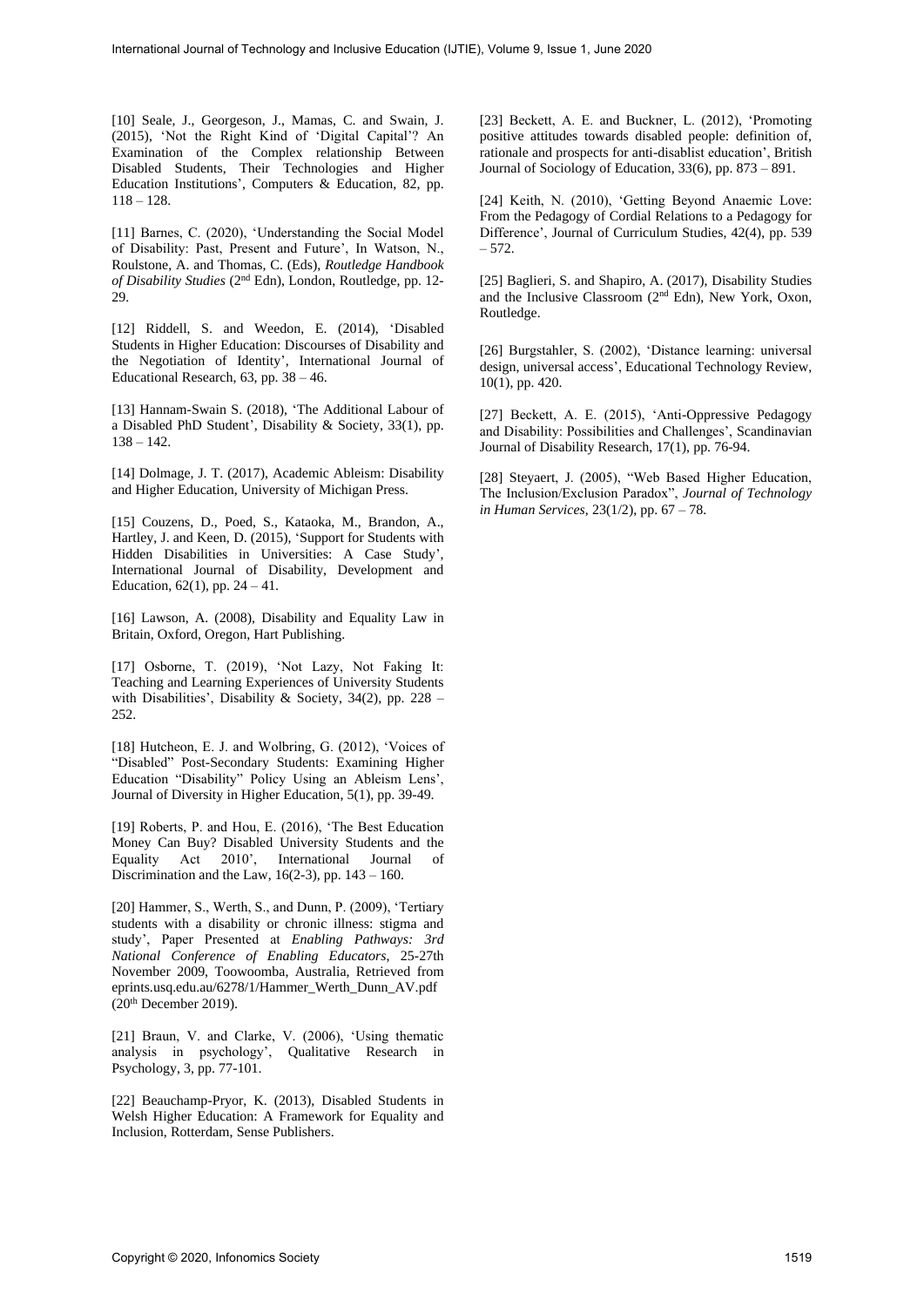[10] Seale, J., Georgeson, J., Mamas, C. and Swain, J. (2015), 'Not the Right Kind of 'Digital Capital'? An Examination of the Complex relationship Between Disabled Students, Their Technologies and Higher Education Institutions', Computers & Education, 82, pp. 118 – 128.

[11] Barnes, C. (2020), 'Understanding the Social Model of Disability: Past, Present and Future', In Watson, N., Roulstone, A. and Thomas, C. (Eds), *Routledge Handbook of Disability Studies* (2nd Edn), London, Routledge, pp. 12-29.

[12] Riddell, S. and Weedon, E. (2014), 'Disabled Students in Higher Education: Discourses of Disability and the Negotiation of Identity', International Journal of Educational Research, 63, pp. 38 – 46.

[13] Hannam-Swain S. (2018), 'The Additional Labour of a Disabled PhD Student', Disability & Society, 33(1), pp. 138 – 142.

[14] Dolmage, J. T. (2017), Academic Ableism: Disability and Higher Education, University of Michigan Press.

[15] Couzens, D., Poed, S., Kataoka, M., Brandon, A., Hartley, J. and Keen, D. (2015), 'Support for Students with Hidden Disabilities in Universities: A Case Study', International Journal of Disability, Development and Education, 62(1), pp. 24 – 41.

[16] Lawson, A. (2008), Disability and Equality Law in Britain, Oxford, Oregon, Hart Publishing.

[17] Osborne, T. (2019), 'Not Lazy, Not Faking It: Teaching and Learning Experiences of University Students with Disabilities', Disability & Society, 34(2), pp. 228 – 252.

[18] Hutcheon, E. J. and Wolbring, G. (2012), 'Voices of "Disabled" Post-Secondary Students: Examining Higher Education "Disability" Policy Using an Ableism Lens', Journal of Diversity in Higher Education, 5(1), pp. 39-49.

[19] Roberts, P. and Hou, E. (2016), 'The Best Education Money Can Buy? Disabled University Students and the Equality Act 2010', International Journal of Discrimination and the Law, 16(2-3), pp. 143 – 160.

[20] Hammer, S., Werth, S., and Dunn, P. (2009), 'Tertiary students with a disability or chronic illness: stigma and study', Paper Presented at *Enabling Pathways: 3rd National Conference of Enabling Educators*, 25-27th November 2009, Toowoomba, Australia, Retrieved from eprints.usq.edu.au/6278/1/Hammer_Werth_Dunn_AV.pdf (20th December 2019).

[21] Braun, V. and Clarke, V. (2006), 'Using thematic analysis in psychology', Qualitative Research in Psychology, 3, pp. 77-101.

[22] Beauchamp-Pryor, K. (2013), Disabled Students in Welsh Higher Education: A Framework for Equality and Inclusion, Rotterdam, Sense Publishers.

[23] Beckett, A. E. and Buckner, L. (2012), 'Promoting positive attitudes towards disabled people: definition of, rationale and prospects for anti-disablist education', British Journal of Sociology of Education, 33(6), pp. 873 – 891.

[24] Keith, N. (2010), 'Getting Beyond Anaemic Love: From the Pedagogy of Cordial Relations to a Pedagogy for Difference', Journal of Curriculum Studies, 42(4), pp. 539 – 572.

[25] Baglieri, S. and Shapiro, A. (2017), Disability Studies and the Inclusive Classroom (2nd Edn), New York, Oxon, Routledge.

[26] Burgstahler, S. (2002), 'Distance learning: universal design, universal access', Educational Technology Review, 10(1), pp. 420.

[27] Beckett, A. E. (2015), 'Anti-Oppressive Pedagogy and Disability: Possibilities and Challenges', Scandinavian Journal of Disability Research, 17(1), pp. 76-94.

[28] Steyaert, J. (2005), "Web Based Higher Education, The Inclusion/Exclusion Paradox", *Journal of Technology in Human Services*, 23(1/2), pp. 67 – 78.